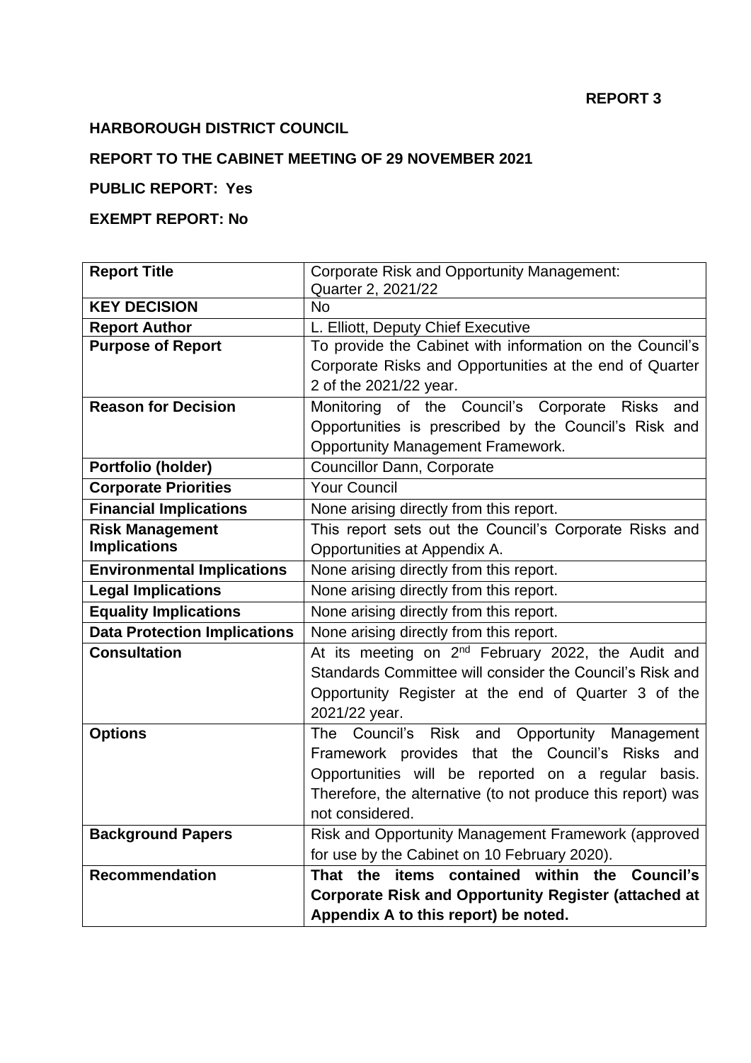**REPORT 3**

**HARBOROUGH DISTRICT COUNCIL**

**REPORT TO THE CABINET MEETING OF 29 NOVEMBER 2021**

**PUBLIC REPORT: Yes**

**EXEMPT REPORT: No**

| | |
|---|---|
| **Report Title** | Corporate Risk and Opportunity Management: Quarter 2, 2021/22 |
| **KEY DECISION** | No |
| **Report Author** | L. Elliott, Deputy Chief Executive |
| **Purpose of Report** | To provide the Cabinet with information on the Council's Corporate Risks and Opportunities at the end of Quarter 2 of the 2021/22 year. |
| **Reason for Decision** | Monitoring of the Council's Corporate Risks and Opportunities is prescribed by the Council's Risk and Opportunity Management Framework. |
| **Portfolio (holder)** | Councillor Dann, Corporate |
| **Corporate Priorities** | Your Council |
| **Financial Implications** | None arising directly from this report. |
| **Risk Management Implications** | This report sets out the Council's Corporate Risks and Opportunities at Appendix A. |
| **Environmental Implications** | None arising directly from this report. |
| **Legal Implications** | None arising directly from this report. |
| **Equality Implications** | None arising directly from this report. |
| **Data Protection Implications** | None arising directly from this report. |
| **Consultation** | At its meeting on 2nd February 2022, the Audit and Standards Committee will consider the Council's Risk and Opportunity Register at the end of Quarter 3 of the 2021/22 year. |
| **Options** | The Council's Risk and Opportunity Management Framework provides that the Council's Risks and Opportunities will be reported on a regular basis. Therefore, the alternative (to not produce this report) was not considered. |
| **Background Papers** | Risk and Opportunity Management Framework (approved for use by the Cabinet on 10 February 2020). |
| **Recommendation** | **That the items contained within the Council's Corporate Risk and Opportunity Register (attached at Appendix A to this report) be noted.** |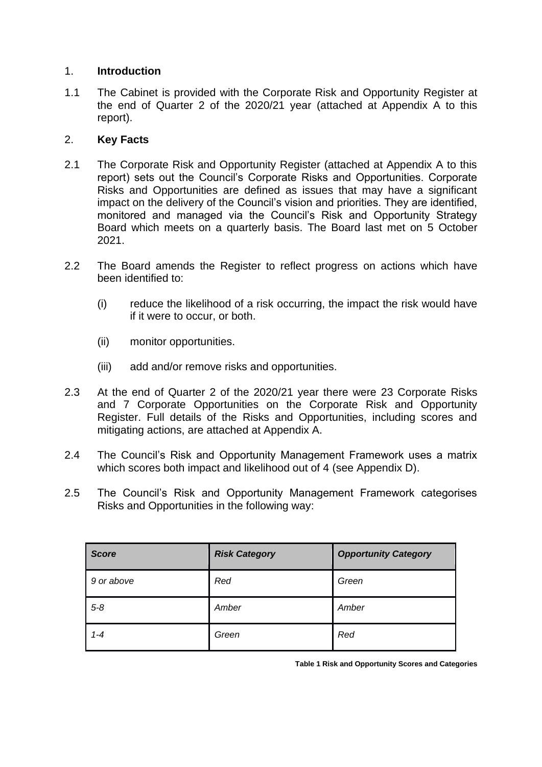## 1. **Introduction**

1.1 The Cabinet is provided with the Corporate Risk and Opportunity Register at the end of Quarter 2 of the 2020/21 year (attached at Appendix A to this report).

## 2. **Key Facts**

2.1 The Corporate Risk and Opportunity Register (attached at Appendix A to this report) sets out the Council's Corporate Risks and Opportunities. Corporate Risks and Opportunities are defined as issues that may have a significant impact on the delivery of the Council's vision and priorities. They are identified, monitored and managed via the Council's Risk and Opportunity Strategy Board which meets on a quarterly basis. The Board last met on 5 October 2021.

2.2 The Board amends the Register to reflect progress on actions which have been identified to:

(i) reduce the likelihood of a risk occurring, the impact the risk would have if it were to occur, or both.

(ii) monitor opportunities.

(iii) add and/or remove risks and opportunities.

2.3 At the end of Quarter 2 of the 2020/21 year there were 23 Corporate Risks and 7 Corporate Opportunities on the Corporate Risk and Opportunity Register. Full details of the Risks and Opportunities, including scores and mitigating actions, are attached at Appendix A.

2.4 The Council's Risk and Opportunity Management Framework uses a matrix which scores both impact and likelihood out of 4 (see Appendix D).

2.5 The Council's Risk and Opportunity Management Framework categorises Risks and Opportunities in the following way:

| *Score* | *Risk Category* | *Opportunity Category* |
|---|---|---|
| *9 or above* | *Red* | *Green* |
| *5-8* | *Amber* | *Amber* |
| *1-4* | *Green* | *Red* |

**Table 1 Risk and Opportunity Scores and Categories**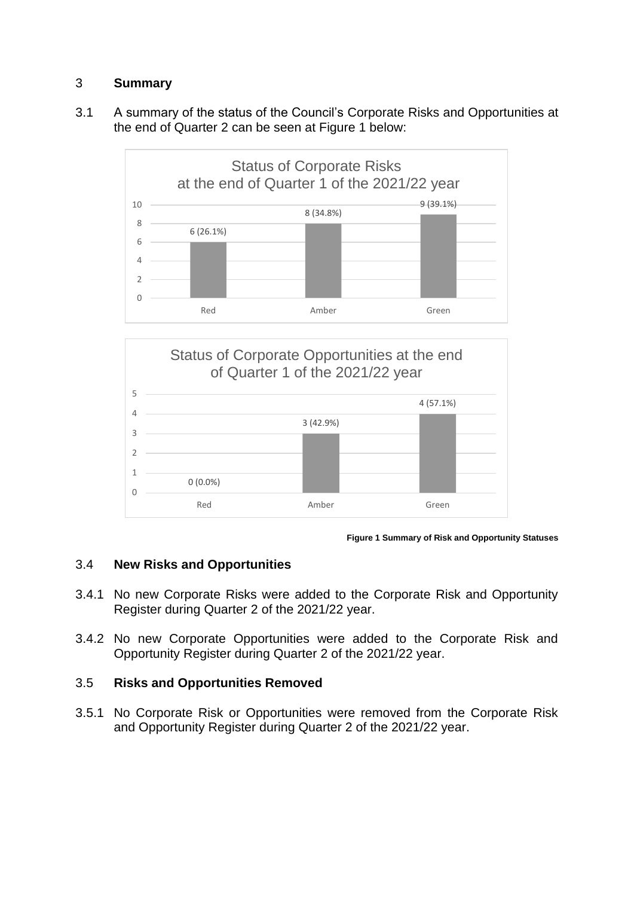## 3 **Summary**

3.1 A summary of the status of the Council's Corporate Risks and Opportunities at the end of Quarter 2 can be seen at Figure 1 below:

**Status of Corporate Risks at the end of Quarter 1 of the 2021/22 year**

| Status | Count |
|---|---|
| Red | 6 (26.1%) |
| Amber | 8 (34.8%) |
| Green | 9 (39.1%) |

**Status of Corporate Opportunities at the end of Quarter 1 of the 2021/22 year**

| Status | Count |
|---|---|
| Red | 0 (0.0%) |
| Amber | 3 (42.9%) |
| Green | 4 (57.1%) |

**Figure 1 Summary of Risk and Opportunity Statuses**

### 3.4 **New Risks and Opportunities**

3.4.1 No new Corporate Risks were added to the Corporate Risk and Opportunity Register during Quarter 2 of the 2021/22 year.

3.4.2 No new Corporate Opportunities were added to the Corporate Risk and Opportunity Register during Quarter 2 of the 2021/22 year.

### 3.5 **Risks and Opportunities Removed**

3.5.1 No Corporate Risk or Opportunities were removed from the Corporate Risk and Opportunity Register during Quarter 2 of the 2021/22 year.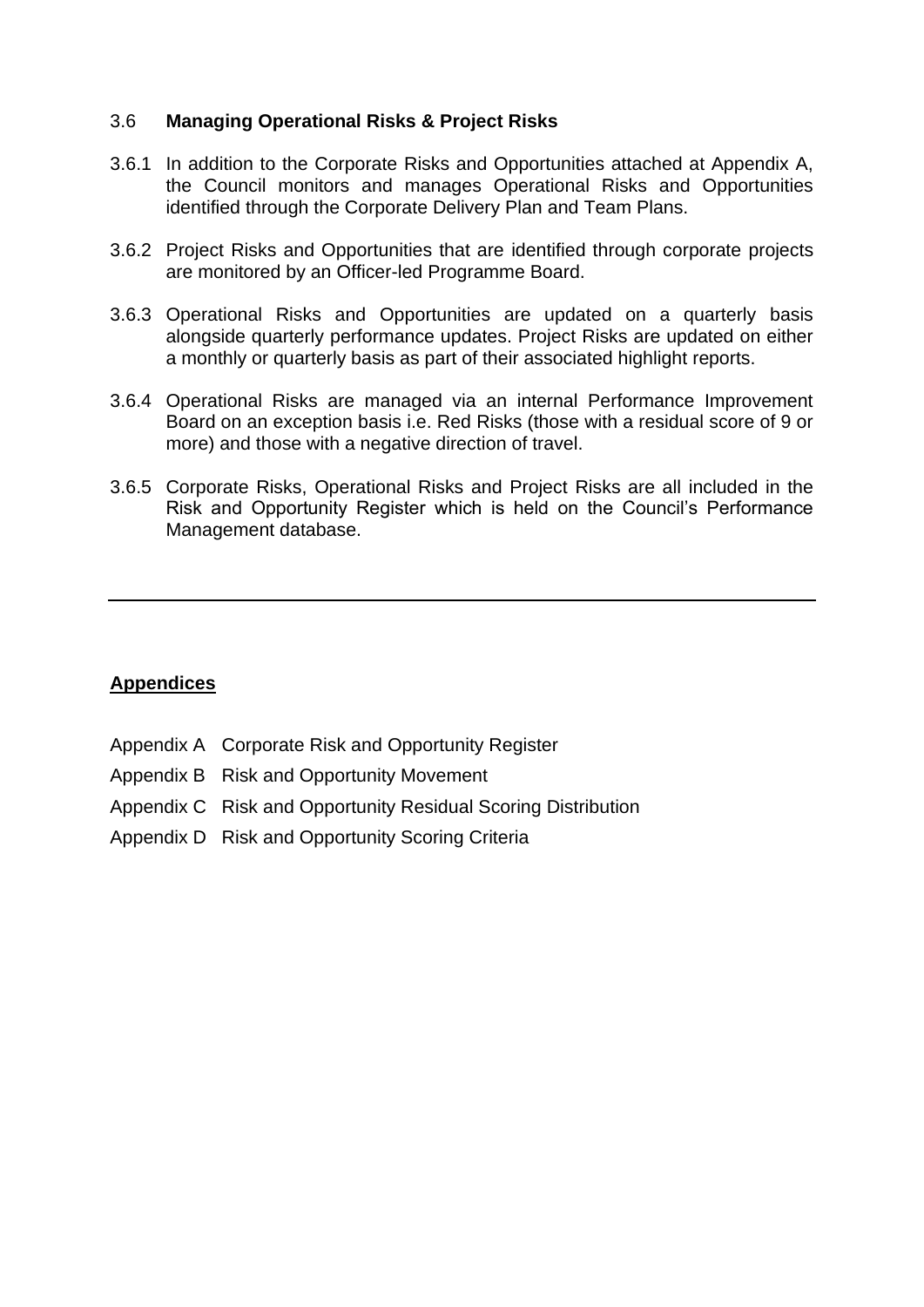### 3.6 **Managing Operational Risks & Project Risks**

3.6.1 In addition to the Corporate Risks and Opportunities attached at Appendix A, the Council monitors and manages Operational Risks and Opportunities identified through the Corporate Delivery Plan and Team Plans.

3.6.2 Project Risks and Opportunities that are identified through corporate projects are monitored by an Officer-led Programme Board.

3.6.3 Operational Risks and Opportunities are updated on a quarterly basis alongside quarterly performance updates. Project Risks are updated on either a monthly or quarterly basis as part of their associated highlight reports.

3.6.4 Operational Risks are managed via an internal Performance Improvement Board on an exception basis i.e. Red Risks (those with a residual score of 9 or more) and those with a negative direction of travel.

3.6.5 Corporate Risks, Operational Risks and Project Risks are all included in the Risk and Opportunity Register which is held on the Council's Performance Management database.

---

**Appendices**

Appendix A Corporate Risk and Opportunity Register

Appendix B Risk and Opportunity Movement

Appendix C Risk and Opportunity Residual Scoring Distribution

Appendix D Risk and Opportunity Scoring Criteria